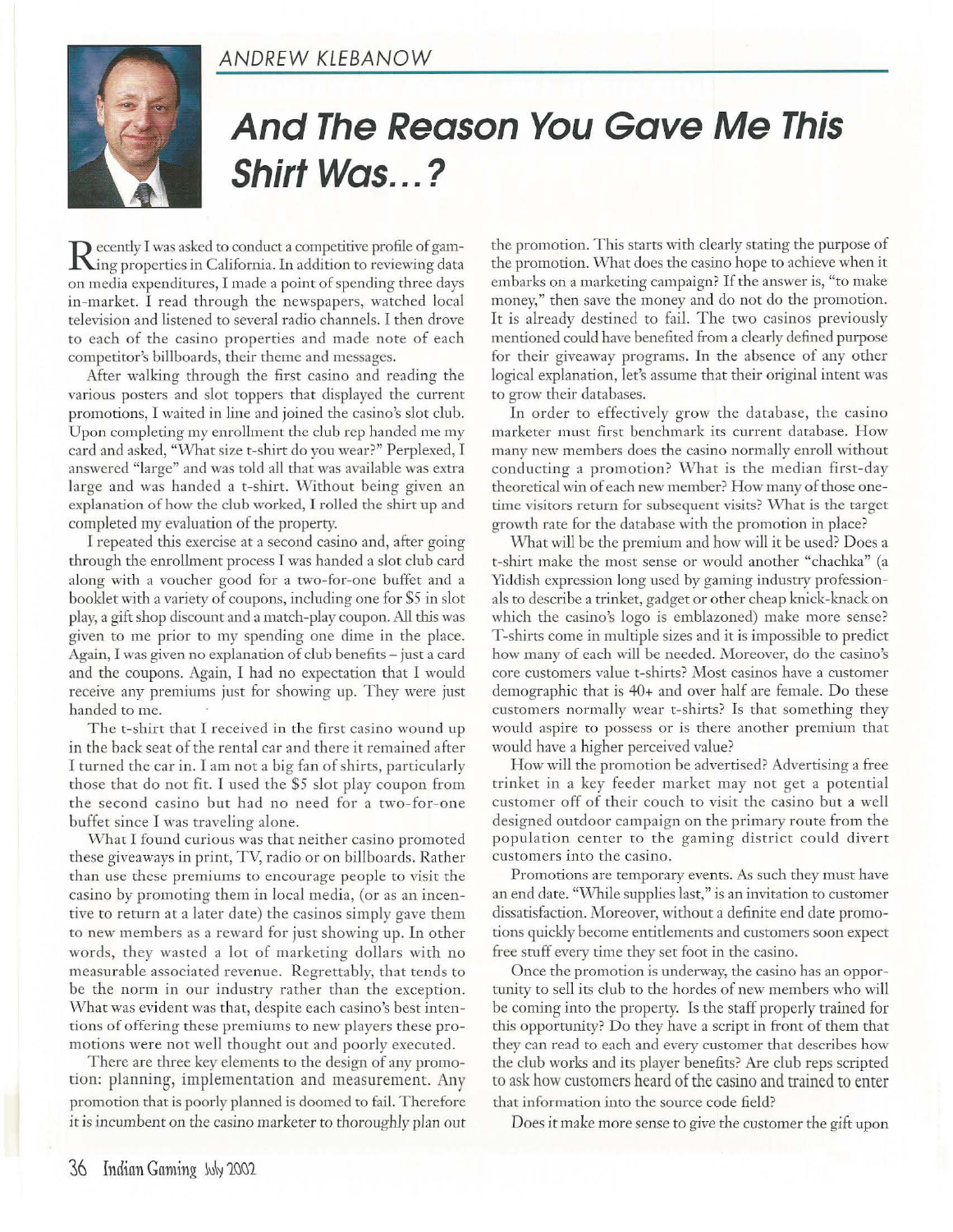ANDREW KLEBANOW

# And The Reason You Gave Me This Shirt Was...?

Recently I was asked to conduct a competitive profile of gaming properties in California. In addition to reviewing data on media expenditures, I made a point of spending three days in-market. I read through the newspapers, watched local television and listened to several radio channels. I then drove to each of the casino properties and made note of each competitor's billboards, their theme and messages.

After walking through the first casino and reading the various posters and slot toppers that displayed the current promotions, I waited in line and joined the casino's slot club. Upon completing my enrollment the club rep handed me my card and asked, "What size t-shirt do you wear?" Perplexed, I answered "large" and was told all that was available was extra large and was handed a t-shirt. Without being given an explanation of how the club worked, I rolled the shirt up and completed my evaluation of the property.

I repeated this exercise at a second casino and, after going through the enrollment process I was handed a slot club card along with a voucher good for a two-for-one buffet and a booklet with a variety of coupons, including one for $5 in slot play, a gift shop discount and a match-play coupon. All this was given to me prior to my spending one dime in the place. Again, I was given no explanation of club benefits – just a card and the coupons. Again, I had no expectation that I would receive any premiums just for showing up. They were just handed to me.

The t-shirt that I received in the first casino wound up in the back seat of the rental car and there it remained after I turned the car in. I am not a big fan of shirts, particularly those that do not fit. I used the $5 slot play coupon from the second casino but had no need for a two-for-one buffet since I was traveling alone.

What I found curious was that neither casino promoted these giveaways in print, TV, radio or on billboards. Rather than use these premiums to encourage people to visit the casino by promoting them in local media, (or as an incentive to return at a later date) the casinos simply gave them to new members as a reward for just showing up. In other words, they wasted a lot of marketing dollars with no measurable associated revenue. Regrettably, that tends to be the norm in our industry rather than the exception. What was evident was that, despite each casino's best intentions of offering these premiums to new players these promotions were not well thought out and poorly executed.

There are three key elements to the design of any promotion: planning, implementation and measurement. Any promotion that is poorly planned is doomed to fail. Therefore it is incumbent on the casino marketer to thoroughly plan out the promotion. This starts with clearly stating the purpose of the promotion. What does the casino hope to achieve when it embarks on a marketing campaign? If the answer is, "to make money," then save the money and do not do the promotion. It is already destined to fail. The two casinos previously mentioned could have benefited from a clearly defined purpose for their giveaway programs. In the absence of any other logical explanation, let's assume that their original intent was to grow their databases.

In order to effectively grow the database, the casino marketer must first benchmark its current database. How many new members does the casino normally enroll without conducting a promotion? What is the median first-day theoretical win of each new member? How many of those one-time visitors return for subsequent visits? What is the target growth rate for the database with the promotion in place?

What will be the premium and how will it be used? Does a t-shirt make the most sense or would another "chachka" (a Yiddish expression long used by gaming industry professionals to describe a trinket, gadget or other cheap knick-knack on which the casino's logo is emblazoned) make more sense? T-shirts come in multiple sizes and it is impossible to predict how many of each will be needed. Moreover, do the casino's core customers value t-shirts? Most casinos have a customer demographic that is 40+ and over half are female. Do these customers normally wear t-shirts? Is that something they would aspire to possess or is there another premium that would have a higher perceived value?

How will the promotion be advertised? Advertising a free trinket in a key feeder market may not get a potential customer off of their couch to visit the casino but a well designed outdoor campaign on the primary route from the population center to the gaming district could divert customers into the casino.

Promotions are temporary events. As such they must have an end date. "While supplies last," is an invitation to customer dissatisfaction. Moreover, without a definite end date promotions quickly become entitlements and customers soon expect free stuff every time they set foot in the casino.

Once the promotion is underway, the casino has an opportunity to sell its club to the hordes of new members who will be coming into the property. Is the staff properly trained for this opportunity? Do they have a script in front of them that they can read to each and every customer that describes how the club works and its player benefits? Are club reps scripted to ask how customers heard of the casino and trained to enter that information into the source code field?

Does it make more sense to give the customer the gift upon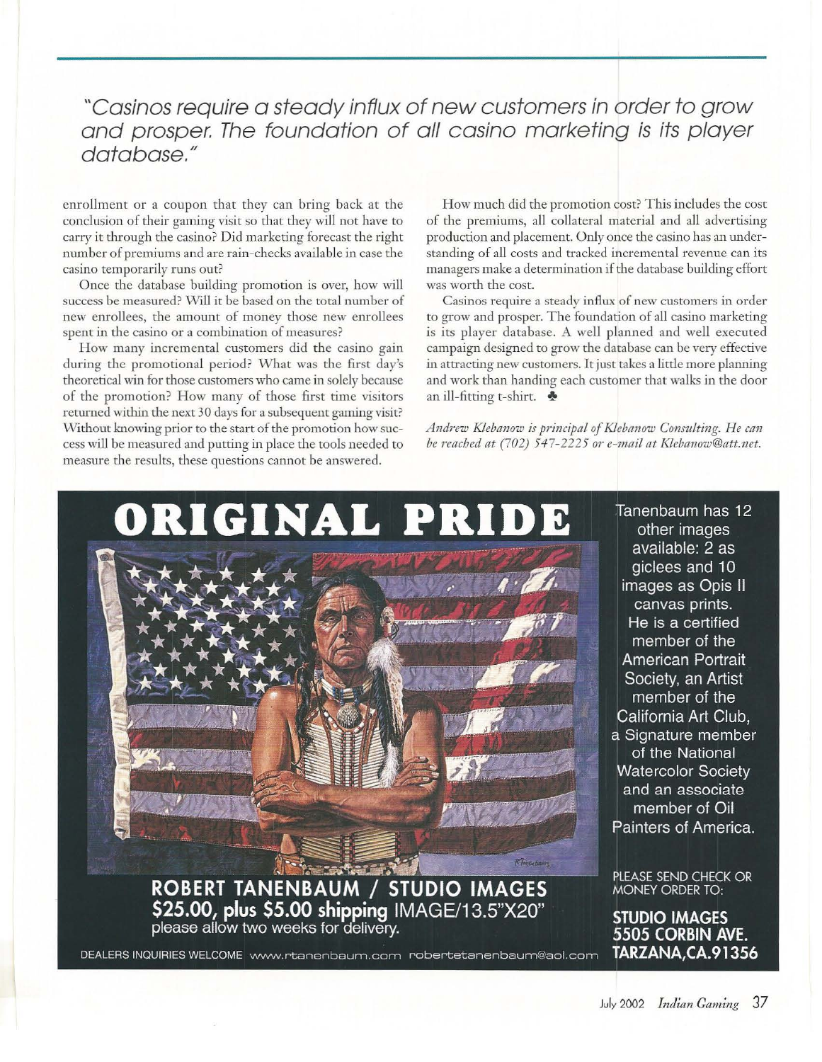*"Casinos require a steady influx of new customers in order to grow and prosper. The foundation of all casino marketing is its player database."*

enrollment or a coupon that they can bring back at the conclusion of their gaming visit so that they will not have to carry it through the casino? Did marketing forecast the right number of premiums and are rain-checks available in case the casino temporarily runs out?

Once the database building promotion is over, how will success be measured? Will it be based on the total number of new enrollees, the amount of money those new enrollees spent in the casino or a combination of measures?

How many incremental customers did the casino gain during the promotional period? What was the first day's theoretical win for those customers who came in solely because of the promotion? How many of those first time visitors returned within the next 30 days for a subsequent gaming visit? Without knowing prior to the start of the promotion how success will be measured and putting in place the tools needed to measure the results, these questions cannot be answered.

How much did the promotion cost? This includes the cost of the premiums, all collateral material and all advertising production and placement. Only once the casino has an understanding of all costs and tracked incremental revenue can its managers make a determination if the database building effort was worth the cost.

Casinos require a steady influx of new customers in order to grow and prosper. The foundation of all casino marketing is its player database. A well planned and well executed campaign designed to grow the database can be very effective in attracting new customers. It just takes a little more planning and work than handing each customer that walks in the door an ill-fitting t-shirt. ♣

*Andrew Klebanow is principal of Klebanow Consulting. He can be reached at (702) 547-2225 or e-mail at Klebanow@att.net.*

# ORIGINAL PRIDE

**ROBERT TANENBAUM / STUDIO IMAGES**
**$25.00, plus $5.00 shipping** IMAGE/13.5"X20"
please allow two weeks for delivery.

DEALERS INQUIRIES WELCOME www.rtanenbaum.com robertetanenbaum@aol.com

Tanenbaum has 12 other images available: 2 as giclees and 10 images as Opis II canvas prints. He is a certified member of the American Portrait Society, an Artist member of the California Art Club, a Signature member of the National Watercolor Society and an associate member of Oil Painters of America.

PLEASE SEND CHECK OR MONEY ORDER TO:

**STUDIO IMAGES**
**5505 CORBIN AVE.**
**TARZANA,CA.91356**